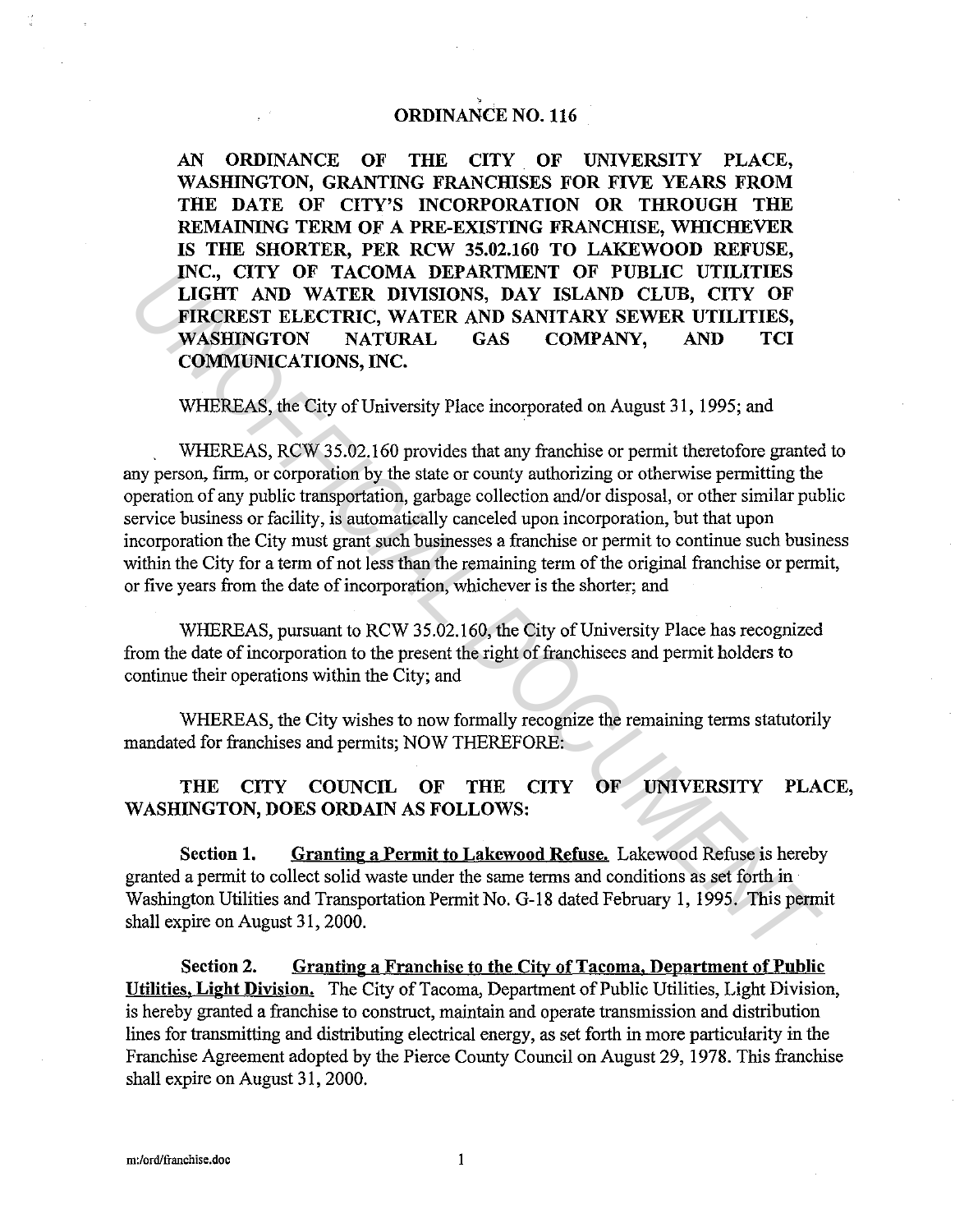# ORDINANCE NO. 116

**AN ORDINANCE OF THE CITY OF UNIVERSITY PLACE, WASHINGTON, GRANTING FRANCHISES FOR FIVE YEARS FROM THE DATE OF CITY'S INCORPORATION OR THROUGH THE REMAINING TERM OF A PRE-EXISTING FRANCHISE, WHICHEVER IS THE SHORTER, PER RCW 35.02.160 TO LAKEWOOD REFUSE, INC., CITY OF TACOMA DEPARTMENT OF PUBLIC UTILITIES LIGHT AND WATER DIVISIONS, DAY ISLAND CLUB, CITY OF FIRCREST ELECTRIC, WATER AND SANITARY SEWER UTILITIES, WASHINGTON NATURAL GAS COMPANY, AND TCI COMMUNICATIONS, INC.**

WHEREAS, the City of University Place incorporated on August 31, 1995; and

WHEREAS, RCW 35.02.160 provides that any franchise or permit theretofore granted to any person, firm, or corporation by the state or county authorizing or otherwise permitting the operation of any public transportation, garbage collection and/or disposal, or other similar public service business or facility, is automatically canceled upon incorporation, but that upon incorporation the City must grant such businesses a franchise or permit to continue such business within the City for a term of not less than the remaining term of the original franchise or permit, or five years from the date of incorporation, whichever is the shorter; and

WHEREAS, pursuant to RCW 35.02.160, the City of University Place has recognized from the date of incorporation to the present the right of franchisees and permit holders to continue their operations within the City; and

WHEREAS, the City wishes to now formally recognize the remaining terms statutorily mandated for franchises and permits; NOW THEREFORE:

**THE CITY COUNCIL OF THE CITY OF UNIVERSITY PLACE, WASHINGTON, DOES ORDAIN AS FOLLOWS:**

**Section 1.** **Granting a Permit to Lakewood Refuse.** Lakewood Refuse is hereby granted a permit to collect solid waste under the same terms and conditions as set forth in Washington Utilities and Transportation Permit No. G-18 dated February 1, 1995. This permit shall expire on August 31, 2000.

**Section 2.** **Granting a Franchise to the City of Tacoma, Department of Public Utilities, Light Division.** The City of Tacoma, Department of Public Utilities, Light Division, is hereby granted a franchise to construct, maintain and operate transmission and distribution lines for transmitting and distributing electrical energy, as set forth in more particularity in the Franchise Agreement adopted by the Pierce County Council on August 29, 1978. This franchise shall expire on August 31, 2000.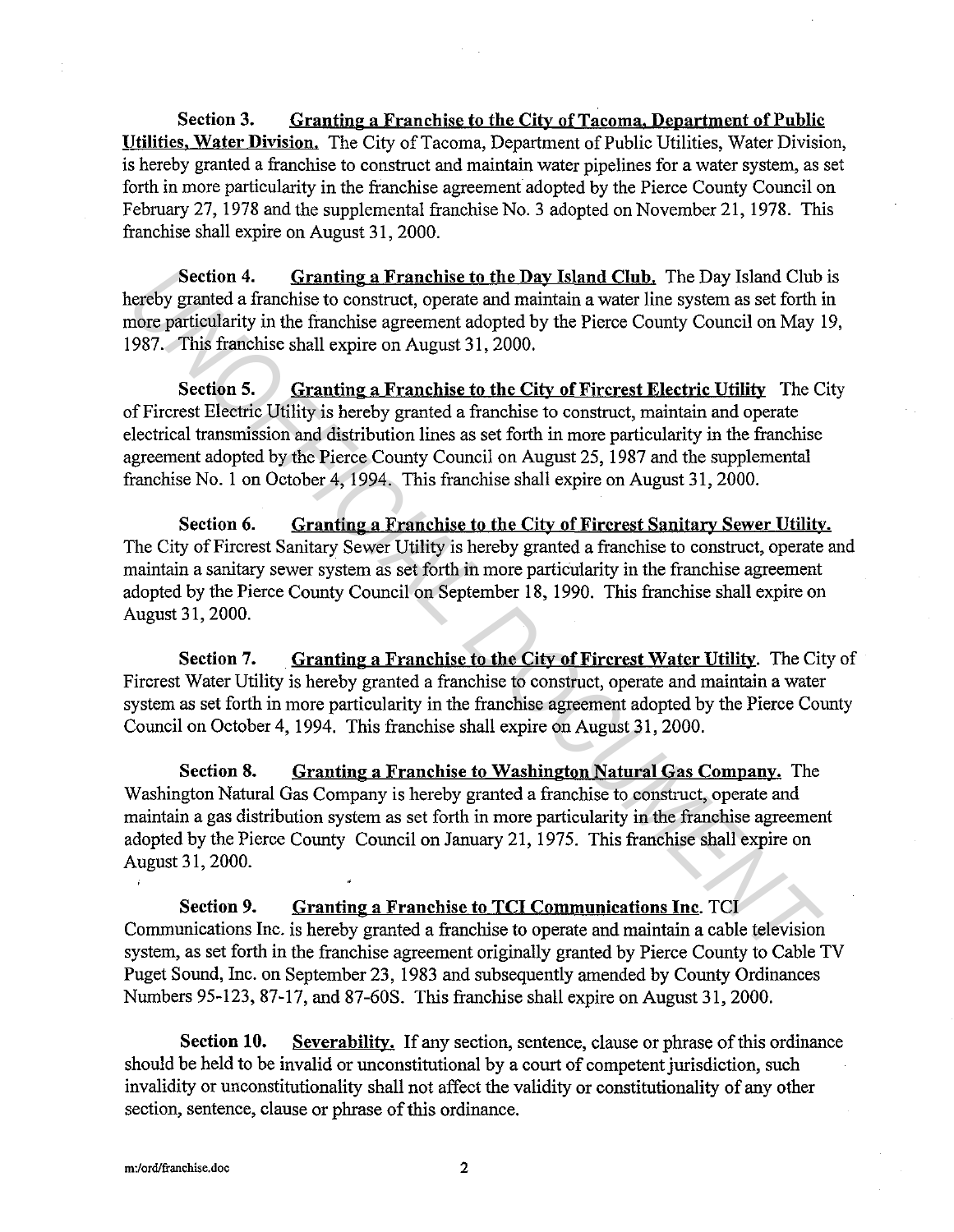**Section 3. Granting a Franchise to the City of Tacoma, Department of Public Utilities, Water Division.** The City of Tacoma, Department of Public Utilities, Water Division, is hereby granted a franchise to construct and maintain water pipelines for a water system, as set forth in more particularity in the franchise agreement adopted by the Pierce County Council on February 27, 1978 and the supplemental franchise No. 3 adopted on November 21, 1978. This franchise shall expire on August 31, 2000.

**Section 4. Granting a Franchise to the Day Island Club.** The Day Island Club is hereby granted a franchise to construct, operate and maintain a water line system as set forth in more particularity in the franchise agreement adopted by the Pierce County Council on May 19, 1987. This franchise shall expire on August 31, 2000.

**Section 5. Granting a Franchise to the City of Fircrest Electric Utility** The City of Fircrest Electric Utility is hereby granted a franchise to construct, maintain and operate electrical transmission and distribution lines as set forth in more particularity in the franchise agreement adopted by the Pierce County Council on August 25, 1987 and the supplemental franchise No. 1 on October 4, 1994. This franchise shall expire on August 31, 2000.

**Section 6. Granting a Franchise to the City of Fircrest Sanitary Sewer Utility.** The City of Fircrest Sanitary Sewer Utility is hereby granted a franchise to construct, operate and maintain a sanitary sewer system as set forth in more particularity in the franchise agreement adopted by the Pierce County Council on September 18, 1990. This franchise shall expire on August 31, 2000.

**Section 7. Granting a Franchise to the City of Fircrest Water Utility**. The City of Fircrest Water Utility is hereby granted a franchise to construct, operate and maintain a water system as set forth in more particularity in the franchise agreement adopted by the Pierce County Council on October 4, 1994. This franchise shall expire on August 31, 2000.

**Section 8. Granting a Franchise to Washington Natural Gas Company.** The Washington Natural Gas Company is hereby granted a franchise to construct, operate and maintain a gas distribution system as set forth in more particularity in the franchise agreement adopted by the Pierce County Council on January 21, 1975. This franchise shall expire on August 31, 2000.

**Section 9. Granting a Franchise to TCI Communications Inc**. TCI Communications Inc. is hereby granted a franchise to operate and maintain a cable television system, as set forth in the franchise agreement originally granted by Pierce County to Cable TV Puget Sound, Inc. on September 23, 1983 and subsequently amended by County Ordinances Numbers 95-123, 87-17, and 87-60S. This franchise shall expire on August 31, 2000.

**Section 10. Severability.** If any section, sentence, clause or phrase of this ordinance should be held to be invalid or unconstitutional by a court of competent jurisdiction, such invalidity or unconstitutionality shall not affect the validity or constitutionality of any other section, sentence, clause or phrase of this ordinance.

m:/ord/franchise.doc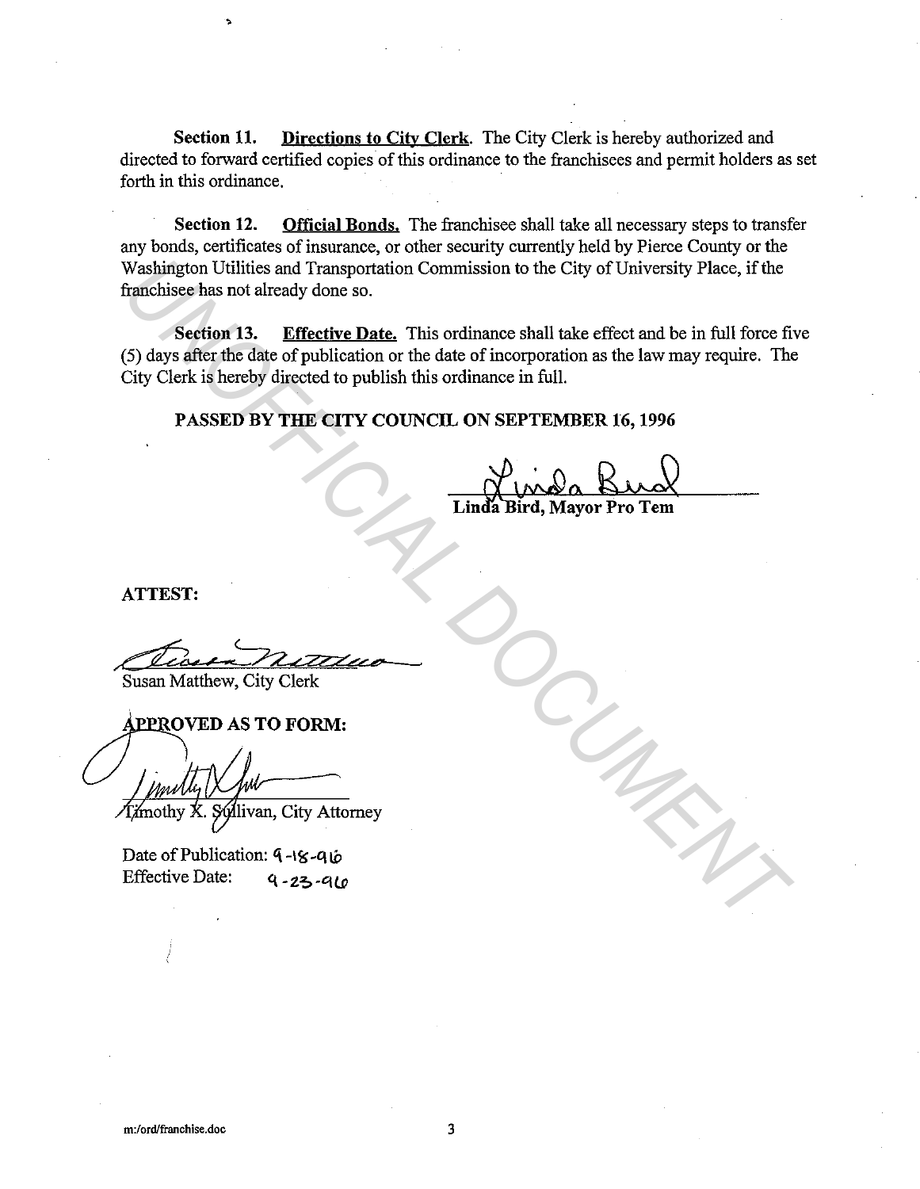**Section 11.** **Directions to City Clerk**. The City Clerk is hereby authorized and directed to forward certified copies of this ordinance to the franchisees and permit holders as set forth in this ordinance.

**Section 12.** **Official Bonds.** The franchisee shall take all necessary steps to transfer any bonds, certificates of insurance, or other security currently held by Pierce County or the Washington Utilities and Transportation Commission to the City of University Place, if the franchisee has not already done so.

**Section 13.** **Effective Date.** This ordinance shall take effect and be in full force five (5) days after the date of publication or the date of incorporation as the law may require. The City Clerk is hereby directed to publish this ordinance in full.

**PASSED BY THE CITY COUNCIL ON SEPTEMBER 16, 1996**

Linda Bird

**Linda Bird, Mayor Pro Tem**

**ATTEST:**

Susan Matthew

Susan Matthew, City Clerk

**APPROVED AS TO FORM:**

Timothy X. Sullivan

Timothy X. Sullivan, City Attorney

Date of Publication: 9-18-96
Effective Date: 9-23-96

m:/ord/franchise.doc